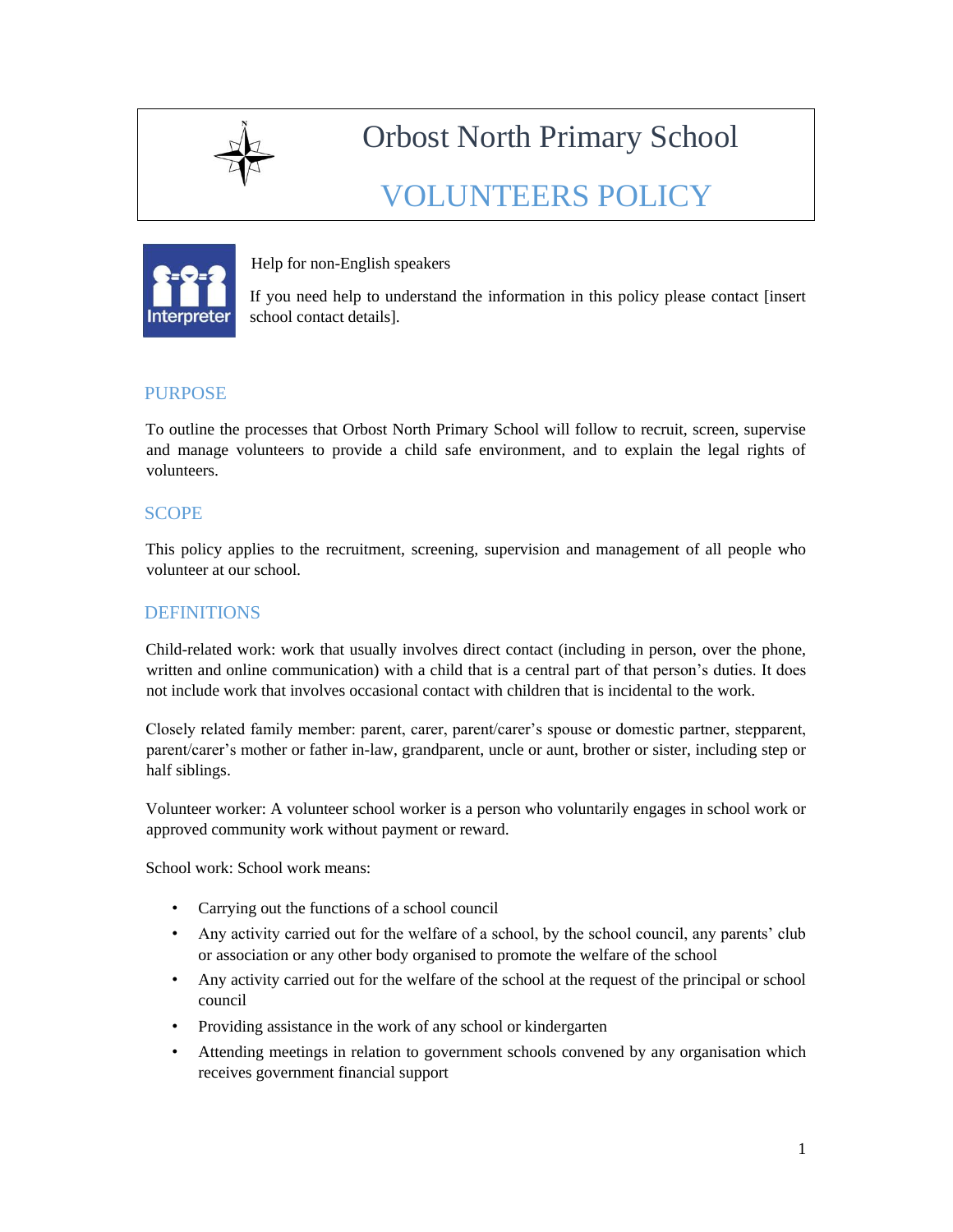# Orbost North Primary School

# VOLUNTEERS POLICY

Help for non-English speakers

If you need help to understand the information in this policy please contact [insert school contact details].

## PURPOSE

To outline the processes that Orbost North Primary School will follow to recruit, screen, supervise and manage volunteers to provide a child safe environment, and to explain the legal rights of volunteers.

## SCOPE

This policy applies to the recruitment, screening, supervision and management of all people who volunteer at our school.

## DEFINITIONS

Child-related work: work that usually involves direct contact (including in person, over the phone, written and online communication) with a child that is a central part of that person's duties. It does not include work that involves occasional contact with children that is incidental to the work.

Closely related family member: parent, carer, parent/carer's spouse or domestic partner, stepparent, parent/carer's mother or father in-law, grandparent, uncle or aunt, brother or sister, including step or half siblings.

Volunteer worker: A volunteer school worker is a person who voluntarily engages in school work or approved community work without payment or reward.

School work: School work means:

- Carrying out the functions of a school council
- Any activity carried out for the welfare of a school, by the school council, any parents' club or association or any other body organised to promote the welfare of the school
- Any activity carried out for the welfare of the school at the request of the principal or school council
- Providing assistance in the work of any school or kindergarten
- Attending meetings in relation to government schools convened by any organisation which receives government financial support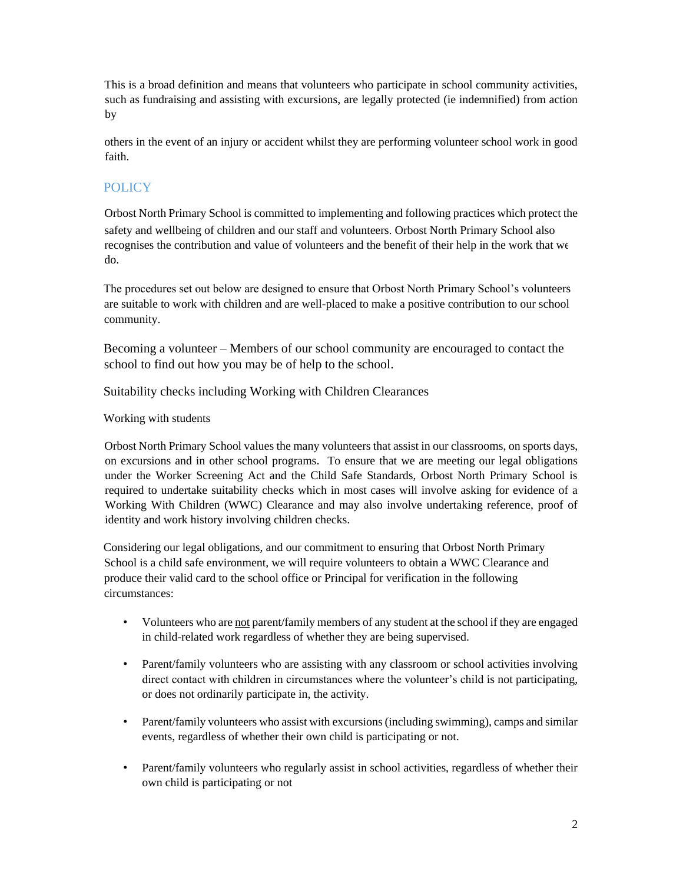This is a broad definition and means that volunteers who participate in school community activities, such as fundraising and assisting with excursions, are legally protected (ie indemnified) from action by

others in the event of an injury or accident whilst they are performing volunteer school work in good faith.

## POLICY

Orbost North Primary School is committed to implementing and following practices which protect the safety and wellbeing of children and our staff and volunteers. Orbost North Primary School also recognises the contribution and value of volunteers and the benefit of their help in the work that we do.

The procedures set out below are designed to ensure that Orbost North Primary School's volunteers are suitable to work with children and are well-placed to make a positive contribution to our school community.

Becoming a volunteer – Members of our school community are encouraged to contact the school to find out how you may be of help to the school.

Suitability checks including Working with Children Clearances

Working with students

Orbost North Primary School values the many volunteers that assist in our classrooms, on sports days, on excursions and in other school programs. To ensure that we are meeting our legal obligations under the Worker Screening Act and the Child Safe Standards, Orbost North Primary School is required to undertake suitability checks which in most cases will involve asking for evidence of a Working With Children (WWC) Clearance and may also involve undertaking reference, proof of identity and work history involving children checks.

Considering our legal obligations, and our commitment to ensuring that Orbost North Primary School is a child safe environment, we will require volunteers to obtain a WWC Clearance and produce their valid card to the school office or Principal for verification in the following circumstances:

- Volunteers who are <u>not</u> parent/family members of any student at the school if they are engaged in child-related work regardless of whether they are being supervised.
- Parent/family volunteers who are assisting with any classroom or school activities involving direct contact with children in circumstances where the volunteer's child is not participating, or does not ordinarily participate in, the activity.
- Parent/family volunteers who assist with excursions (including swimming), camps and similar events, regardless of whether their own child is participating or not.
- Parent/family volunteers who regularly assist in school activities, regardless of whether their own child is participating or not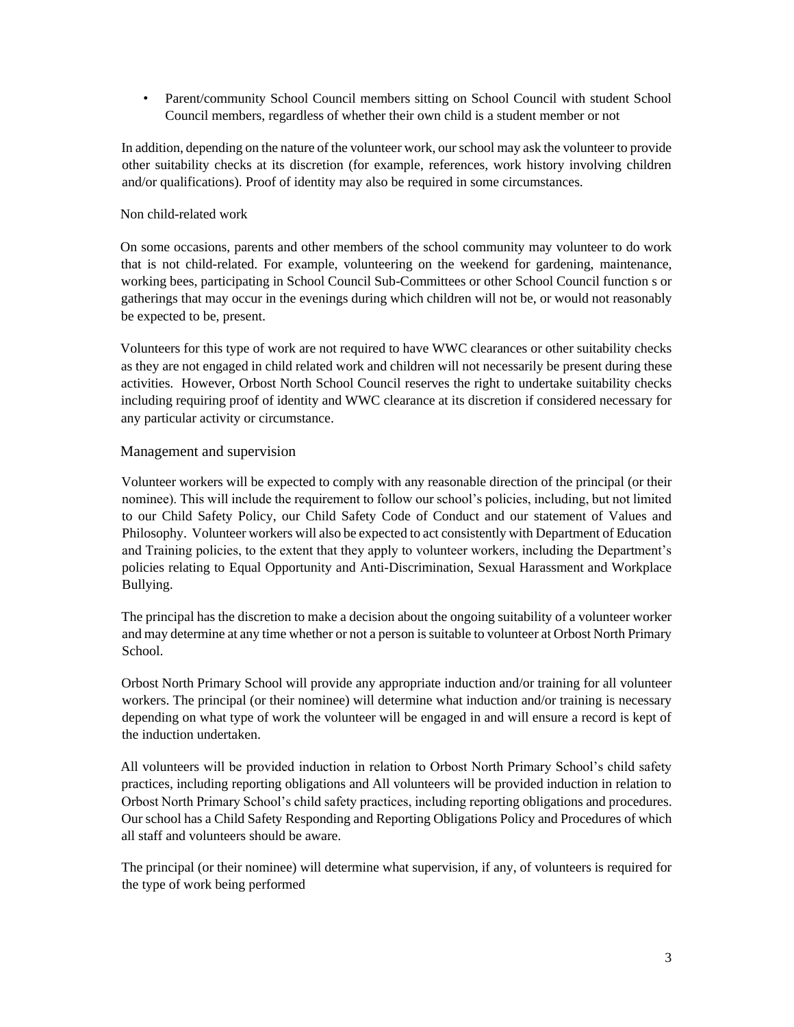- Parent/community School Council members sitting on School Council with student School Council members, regardless of whether their own child is a student member or not

In addition, depending on the nature of the volunteer work, our school may ask the volunteer to provide other suitability checks at its discretion (for example, references, work history involving children and/or qualifications). Proof of identity may also be required in some circumstances.

Non child-related work

On some occasions, parents and other members of the school community may volunteer to do work that is not child-related. For example, volunteering on the weekend for gardening, maintenance, working bees, participating in School Council Sub-Committees or other School Council function s or gatherings that may occur in the evenings during which children will not be, or would not reasonably be expected to be, present.

Volunteers for this type of work are not required to have WWC clearances or other suitability checks as they are not engaged in child related work and children will not necessarily be present during these activities. However, Orbost North School Council reserves the right to undertake suitability checks including requiring proof of identity and WWC clearance at its discretion if considered necessary for any particular activity or circumstance.

## Management and supervision

Volunteer workers will be expected to comply with any reasonable direction of the principal (or their nominee). This will include the requirement to follow our school's policies, including, but not limited to our Child Safety Policy, our Child Safety Code of Conduct and our statement of Values and Philosophy. Volunteer workers will also be expected to act consistently with Department of Education and Training policies, to the extent that they apply to volunteer workers, including the Department's policies relating to Equal Opportunity and Anti-Discrimination, Sexual Harassment and Workplace Bullying.

The principal has the discretion to make a decision about the ongoing suitability of a volunteer worker and may determine at any time whether or not a person is suitable to volunteer at Orbost North Primary School.

Orbost North Primary School will provide any appropriate induction and/or training for all volunteer workers. The principal (or their nominee) will determine what induction and/or training is necessary depending on what type of work the volunteer will be engaged in and will ensure a record is kept of the induction undertaken.

All volunteers will be provided induction in relation to Orbost North Primary School's child safety practices, including reporting obligations and All volunteers will be provided induction in relation to Orbost North Primary School's child safety practices, including reporting obligations and procedures. Our school has a Child Safety Responding and Reporting Obligations Policy and Procedures of which all staff and volunteers should be aware.

The principal (or their nominee) will determine what supervision, if any, of volunteers is required for the type of work being performed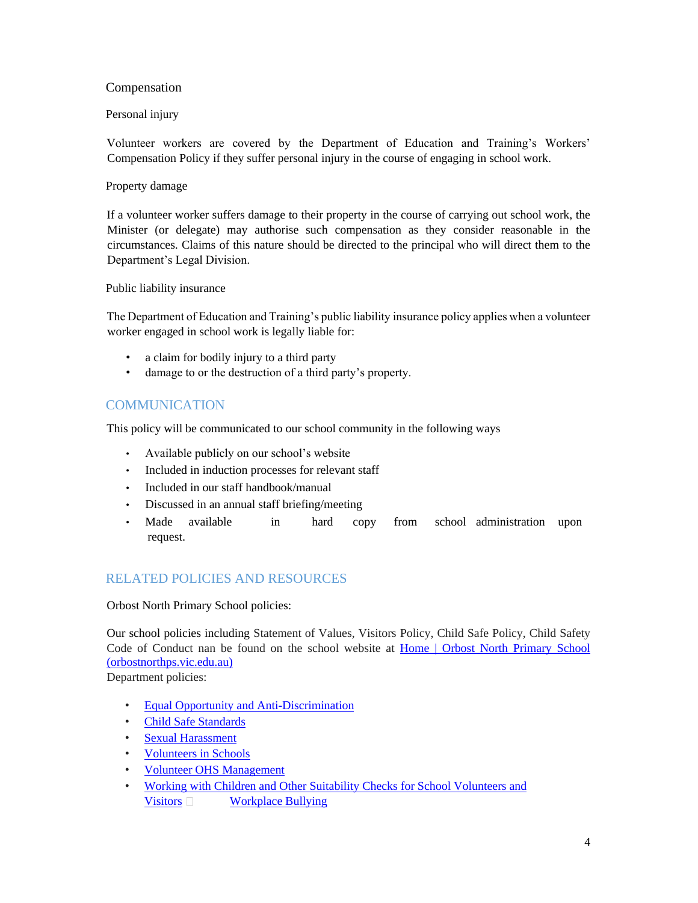### Compensation

#### Personal injury

Volunteer workers are covered by the Department of Education and Training's Workers' Compensation Policy if they suffer personal injury in the course of engaging in school work.

#### Property damage

If a volunteer worker suffers damage to their property in the course of carrying out school work, the Minister (or delegate) may authorise such compensation as they consider reasonable in the circumstances. Claims of this nature should be directed to the principal who will direct them to the Department's Legal Division.

#### Public liability insurance

The Department of Education and Training's public liability insurance policy applies when a volunteer worker engaged in school work is legally liable for:

- a claim for bodily injury to a third party
- damage to or the destruction of a third party's property.

## COMMUNICATION

This policy will be communicated to our school community in the following ways

- Available publicly on our school's website
- Included in induction processes for relevant staff
- Included in our staff handbook/manual
- Discussed in an annual staff briefing/meeting
- Made available in hard copy from school administration upon request.

## RELATED POLICIES AND RESOURCES

Orbost North Primary School policies:

Our school policies including Statement of Values, Visitors Policy, Child Safe Policy, Child Safety Code of Conduct nan be found on the school website at [Home | Orbost North Primary School (orbostnorthps.vic.edu.au)](orbostnorthps.vic.edu.au)

Department policies:

- [Equal Opportunity and Anti-Discrimination]()
- [Child Safe Standards]()
- [Sexual Harassment]()
- [Volunteers in Schools]()
- [Volunteer OHS Management]()
- [Working with Children and Other Suitability Checks for School Volunteers and Visitors]()
- [Workplace Bullying]()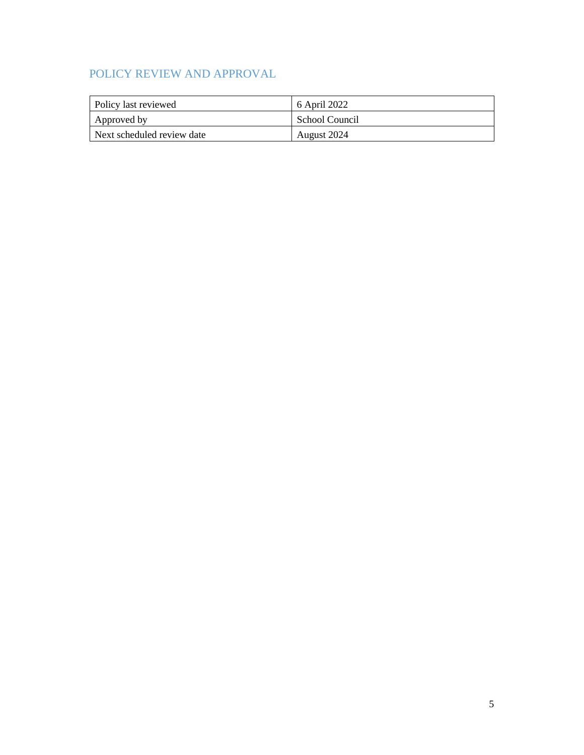## POLICY REVIEW AND APPROVAL

| | |
|---|---|
| Policy last reviewed | 6 April 2022 |
| Approved by | School Council |
| Next scheduled review date | August 2024 |